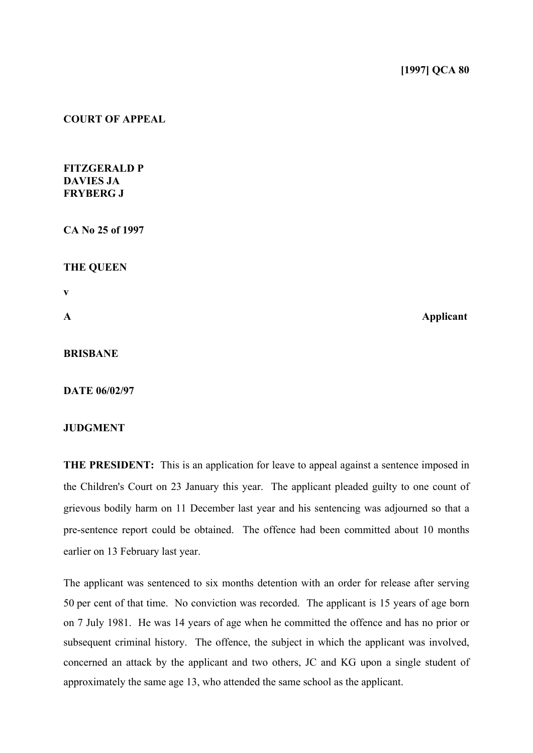**[1997] QCA 80**

**COURT OF APPEAL**

**FITZGERALD P**
**DAVIES JA**
**FRYBERG J**

**CA No 25 of 1997**

**THE QUEEN**

**v**

**A** **Applicant**

**BRISBANE**

**DATE 06/02/97**

**JUDGMENT**

**THE PRESIDENT:** This is an application for leave to appeal against a sentence imposed in the Children's Court on 23 January this year. The applicant pleaded guilty to one count of grievous bodily harm on 11 December last year and his sentencing was adjourned so that a pre-sentence report could be obtained. The offence had been committed about 10 months earlier on 13 February last year.

The applicant was sentenced to six months detention with an order for release after serving 50 per cent of that time. No conviction was recorded. The applicant is 15 years of age born on 7 July 1981. He was 14 years of age when he committed the offence and has no prior or subsequent criminal history. The offence, the subject in which the applicant was involved, concerned an attack by the applicant and two others, JC and KG upon a single student of approximately the same age 13, who attended the same school as the applicant.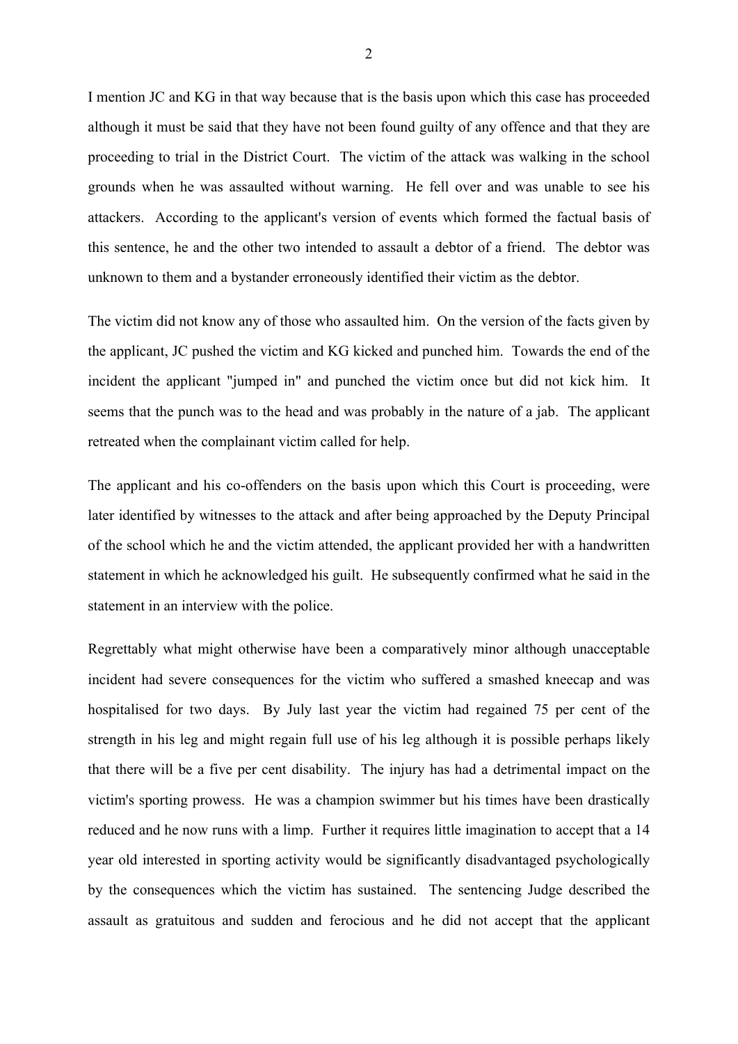I mention JC and KG in that way because that is the basis upon which this case has proceeded although it must be said that they have not been found guilty of any offence and that they are proceeding to trial in the District Court. The victim of the attack was walking in the school grounds when he was assaulted without warning. He fell over and was unable to see his attackers. According to the applicant's version of events which formed the factual basis of this sentence, he and the other two intended to assault a debtor of a friend. The debtor was unknown to them and a bystander erroneously identified their victim as the debtor.

The victim did not know any of those who assaulted him. On the version of the facts given by the applicant, JC pushed the victim and KG kicked and punched him. Towards the end of the incident the applicant "jumped in" and punched the victim once but did not kick him. It seems that the punch was to the head and was probably in the nature of a jab. The applicant retreated when the complainant victim called for help.

The applicant and his co-offenders on the basis upon which this Court is proceeding, were later identified by witnesses to the attack and after being approached by the Deputy Principal of the school which he and the victim attended, the applicant provided her with a handwritten statement in which he acknowledged his guilt. He subsequently confirmed what he said in the statement in an interview with the police.

Regrettably what might otherwise have been a comparatively minor although unacceptable incident had severe consequences for the victim who suffered a smashed kneecap and was hospitalised for two days. By July last year the victim had regained 75 per cent of the strength in his leg and might regain full use of his leg although it is possible perhaps likely that there will be a five per cent disability. The injury has had a detrimental impact on the victim's sporting prowess. He was a champion swimmer but his times have been drastically reduced and he now runs with a limp. Further it requires little imagination to accept that a 14 year old interested in sporting activity would be significantly disadvantaged psychologically by the consequences which the victim has sustained. The sentencing Judge described the assault as gratuitous and sudden and ferocious and he did not accept that the applicant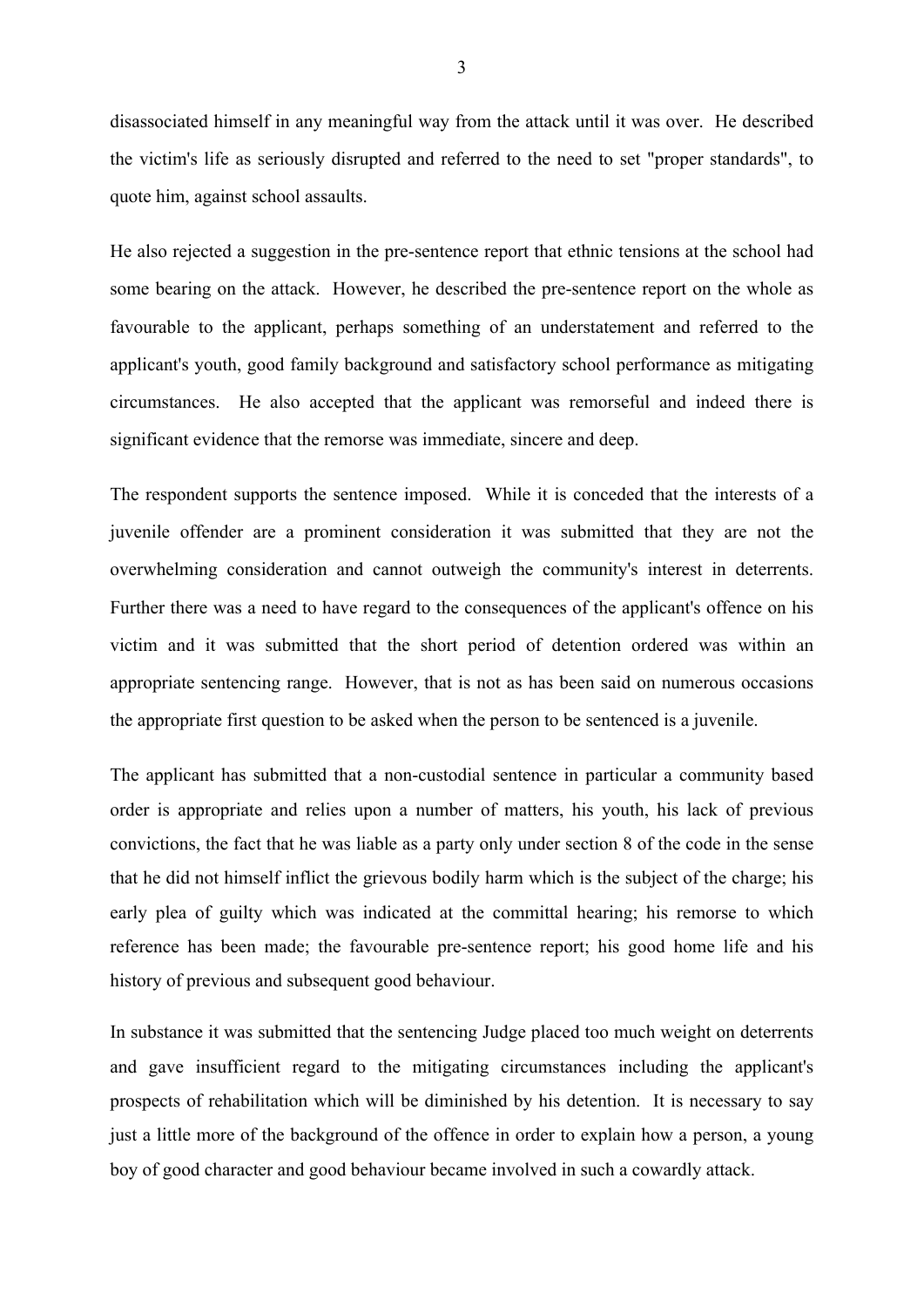disassociated himself in any meaningful way from the attack until it was over. He described the victim's life as seriously disrupted and referred to the need to set "proper standards", to quote him, against school assaults.

He also rejected a suggestion in the pre-sentence report that ethnic tensions at the school had some bearing on the attack. However, he described the pre-sentence report on the whole as favourable to the applicant, perhaps something of an understatement and referred to the applicant's youth, good family background and satisfactory school performance as mitigating circumstances. He also accepted that the applicant was remorseful and indeed there is significant evidence that the remorse was immediate, sincere and deep.

The respondent supports the sentence imposed. While it is conceded that the interests of a juvenile offender are a prominent consideration it was submitted that they are not the overwhelming consideration and cannot outweigh the community's interest in deterrents. Further there was a need to have regard to the consequences of the applicant's offence on his victim and it was submitted that the short period of detention ordered was within an appropriate sentencing range. However, that is not as has been said on numerous occasions the appropriate first question to be asked when the person to be sentenced is a juvenile.

The applicant has submitted that a non-custodial sentence in particular a community based order is appropriate and relies upon a number of matters, his youth, his lack of previous convictions, the fact that he was liable as a party only under section 8 of the code in the sense that he did not himself inflict the grievous bodily harm which is the subject of the charge; his early plea of guilty which was indicated at the committal hearing; his remorse to which reference has been made; the favourable pre-sentence report; his good home life and his history of previous and subsequent good behaviour.

In substance it was submitted that the sentencing Judge placed too much weight on deterrents and gave insufficient regard to the mitigating circumstances including the applicant's prospects of rehabilitation which will be diminished by his detention. It is necessary to say just a little more of the background of the offence in order to explain how a person, a young boy of good character and good behaviour became involved in such a cowardly attack.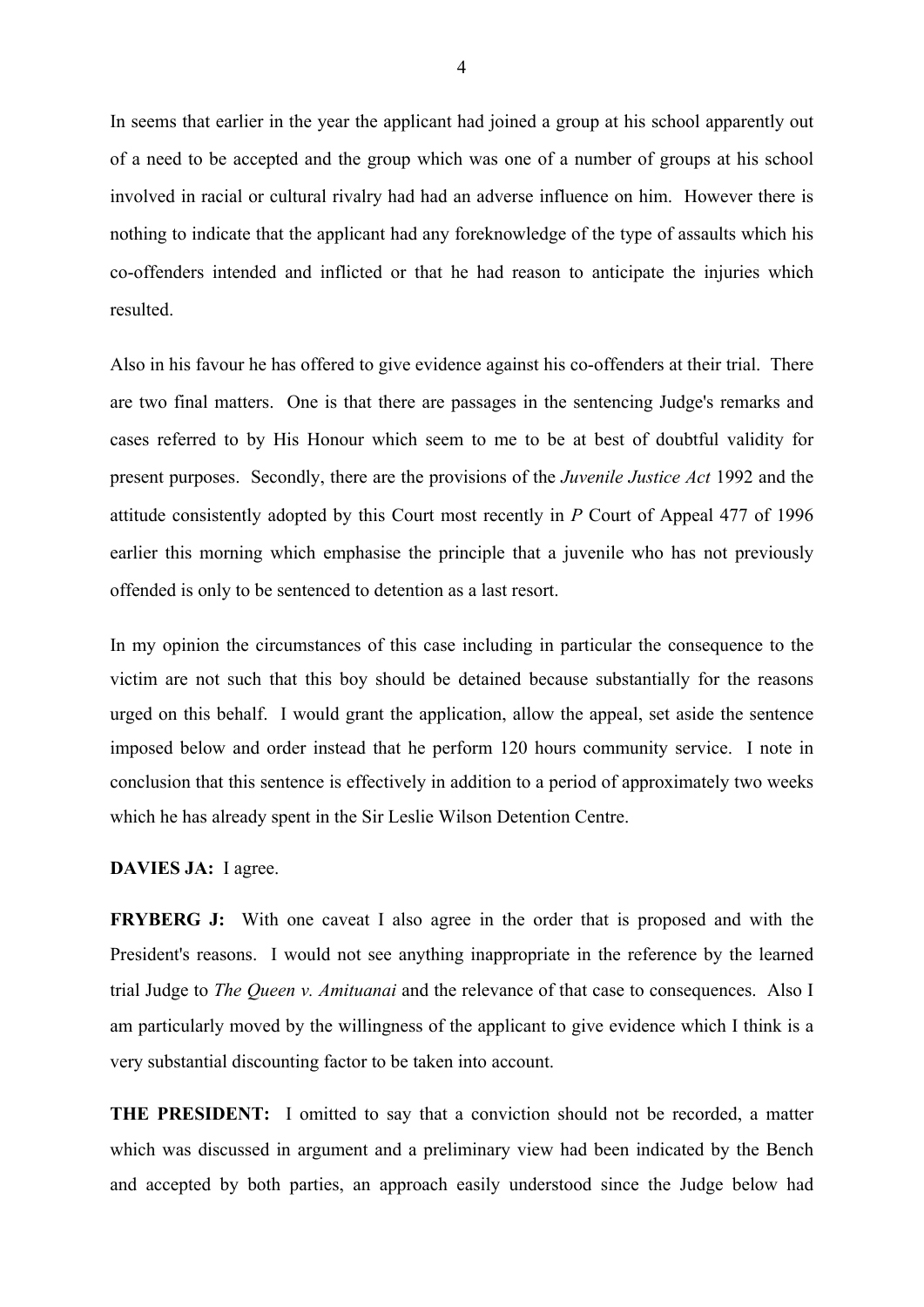In seems that earlier in the year the applicant had joined a group at his school apparently out of a need to be accepted and the group which was one of a number of groups at his school involved in racial or cultural rivalry had had an adverse influence on him. However there is nothing to indicate that the applicant had any foreknowledge of the type of assaults which his co-offenders intended and inflicted or that he had reason to anticipate the injuries which resulted.

Also in his favour he has offered to give evidence against his co-offenders at their trial. There are two final matters. One is that there are passages in the sentencing Judge's remarks and cases referred to by His Honour which seem to me to be at best of doubtful validity for present purposes. Secondly, there are the provisions of the *Juvenile Justice Act* 1992 and the attitude consistently adopted by this Court most recently in *P* Court of Appeal 477 of 1996 earlier this morning which emphasise the principle that a juvenile who has not previously offended is only to be sentenced to detention as a last resort.

In my opinion the circumstances of this case including in particular the consequence to the victim are not such that this boy should be detained because substantially for the reasons urged on this behalf. I would grant the application, allow the appeal, set aside the sentence imposed below and order instead that he perform 120 hours community service. I note in conclusion that this sentence is effectively in addition to a period of approximately two weeks which he has already spent in the Sir Leslie Wilson Detention Centre.

**DAVIES JA:** I agree.

**FRYBERG J:** With one caveat I also agree in the order that is proposed and with the President's reasons. I would not see anything inappropriate in the reference by the learned trial Judge to *The Queen v. Amituanai* and the relevance of that case to consequences. Also I am particularly moved by the willingness of the applicant to give evidence which I think is a very substantial discounting factor to be taken into account.

**THE PRESIDENT:** I omitted to say that a conviction should not be recorded, a matter which was discussed in argument and a preliminary view had been indicated by the Bench and accepted by both parties, an approach easily understood since the Judge below had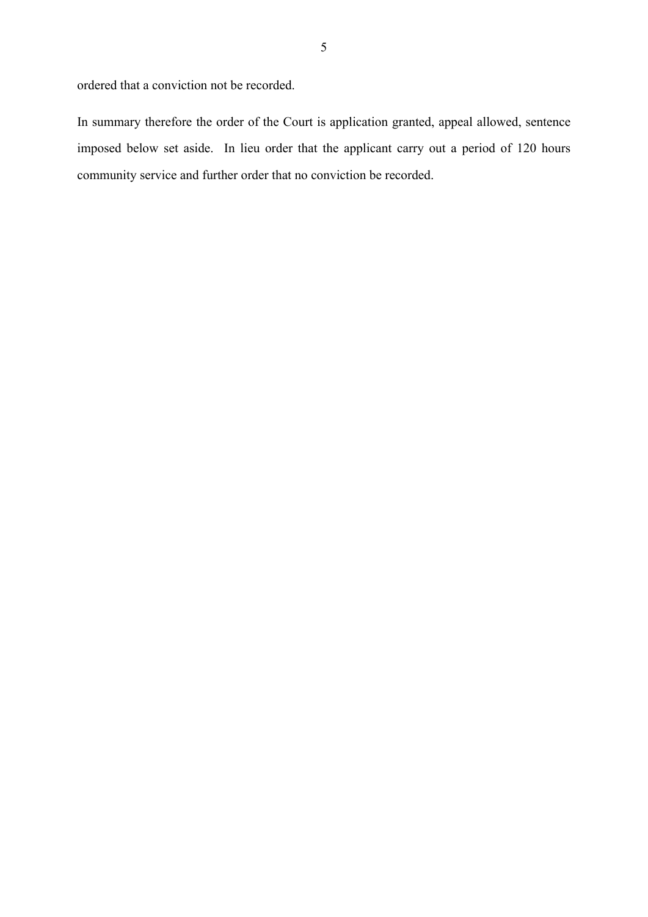ordered that a conviction not be recorded.

In summary therefore the order of the Court is application granted, appeal allowed, sentence imposed below set aside. In lieu order that the applicant carry out a period of 120 hours community service and further order that no conviction be recorded.